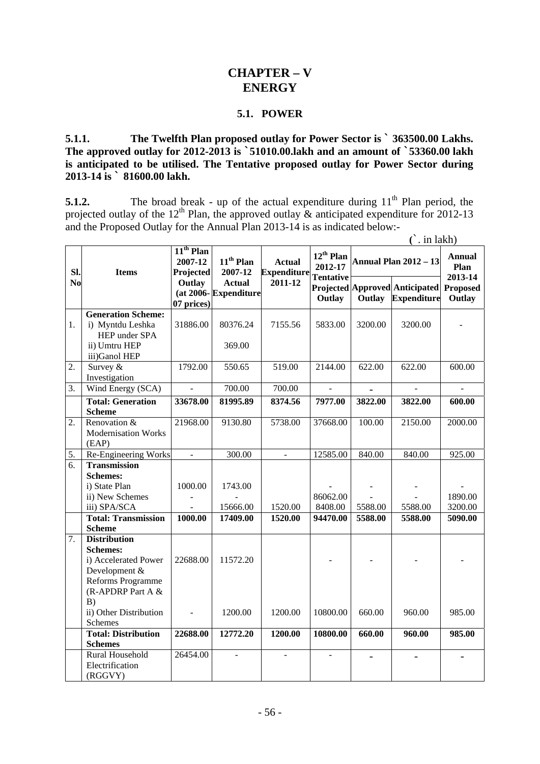# CHAPTER – V
# ENERGY

## 5.1. POWER

**5.1.1. The Twelfth Plan proposed outlay for Power Sector is ` 363500.00 Lakhs. The approved outlay for 2012-2013 is `51010.00.lakh and an amount of `53360.00 lakh is anticipated to be utilised. The Tentative proposed outlay for Power Sector during 2013-14 is ` 81600.00 lakh.**

**5.1.2.** The broad break - up of the actual expenditure during 11th Plan period, the projected outlay of the 12th Plan, the approved outlay & anticipated expenditure for 2012-13 and the Proposed Outlay for the Annual Plan 2013-14 is as indicated below:-

(`. in lakh)

| Sl. No | Items | 11th Plan 2007-12 Projected Outlay (at 2006-07 prices) | 11th Plan 2007-12 Actual Expenditure | Actual Expenditure 2011-12 | 12th Plan 2012-17 Tentative Projected Outlay | Annual Plan 2012 – 13 | | Annual Plan 2013-14 Proposed Outlay |
|---|---|---|---|---|---|---|---|---|
| | | | | | | Approved Outlay | Anticipated Expenditure | |
| 1. | **Generation Scheme:**<br>i) Myntdu Leshka HEP under SPA<br>ii) Umtru HEP<br>iii)Ganol HEP | 31886.00 | 80376.24<br><br>369.00 | 7155.56 | 5833.00 | 3200.00 | 3200.00 | - |
| 2. | Survey & Investigation | 1792.00 | 550.65 | 519.00 | 2144.00 | 622.00 | 622.00 | 600.00 |
| 3. | Wind Energy (SCA) | - | 700.00 | 700.00 | - | - | - | - |
| | **Total: Generation Scheme** | **33678.00** | **81995.89** | **8374.56** | **7977.00** | **3822.00** | **3822.00** | **600.00** |
| 2. | Renovation & Modernisation Works (EAP) | 21968.00 | 9130.80 | 5738.00 | 37668.00 | 100.00 | 2150.00 | 2000.00 |
| 5. | Re-Engineering Works | - | 300.00 | - | 12585.00 | 840.00 | 840.00 | 925.00 |
| 6. | **Transmission Schemes:**<br>i) State Plan<br>ii) New Schemes<br>iii) SPA/SCA | <br>1000.00<br>-<br>- | <br>1743.00<br>-<br>15666.00 | <br><br><br>1520.00 | <br>-<br>86062.00<br>8408.00 | <br>-<br>-<br>5588.00 | <br>-<br>-<br>5588.00 | <br>-<br>1890.00<br>3200.00 |
| | **Total: Transmission Scheme** | **1000.00** | **17409.00** | **1520.00** | **94470.00** | **5588.00** | **5588.00** | **5090.00** |
| 7. | **Distribution Schemes:**<br>i) Accelerated Power Development & Reforms Programme (R-APDRP Part A & B)<br>ii) Other Distribution Schemes | <br>22688.00<br><br>- | <br>11572.20<br><br>1200.00 | <br><br><br>1200.00 | <br>-<br><br>10800.00 | <br>-<br><br>660.00 | <br>-<br><br>960.00 | <br>-<br><br>985.00 |
| | **Total: Distribution Schemes** | **22688.00** | **12772.20** | **1200.00** | **10800.00** | **660.00** | **960.00** | **985.00** |
| | Rural Household Electrification (RGGVY) | 26454.00 | - | - | - | - | - | - |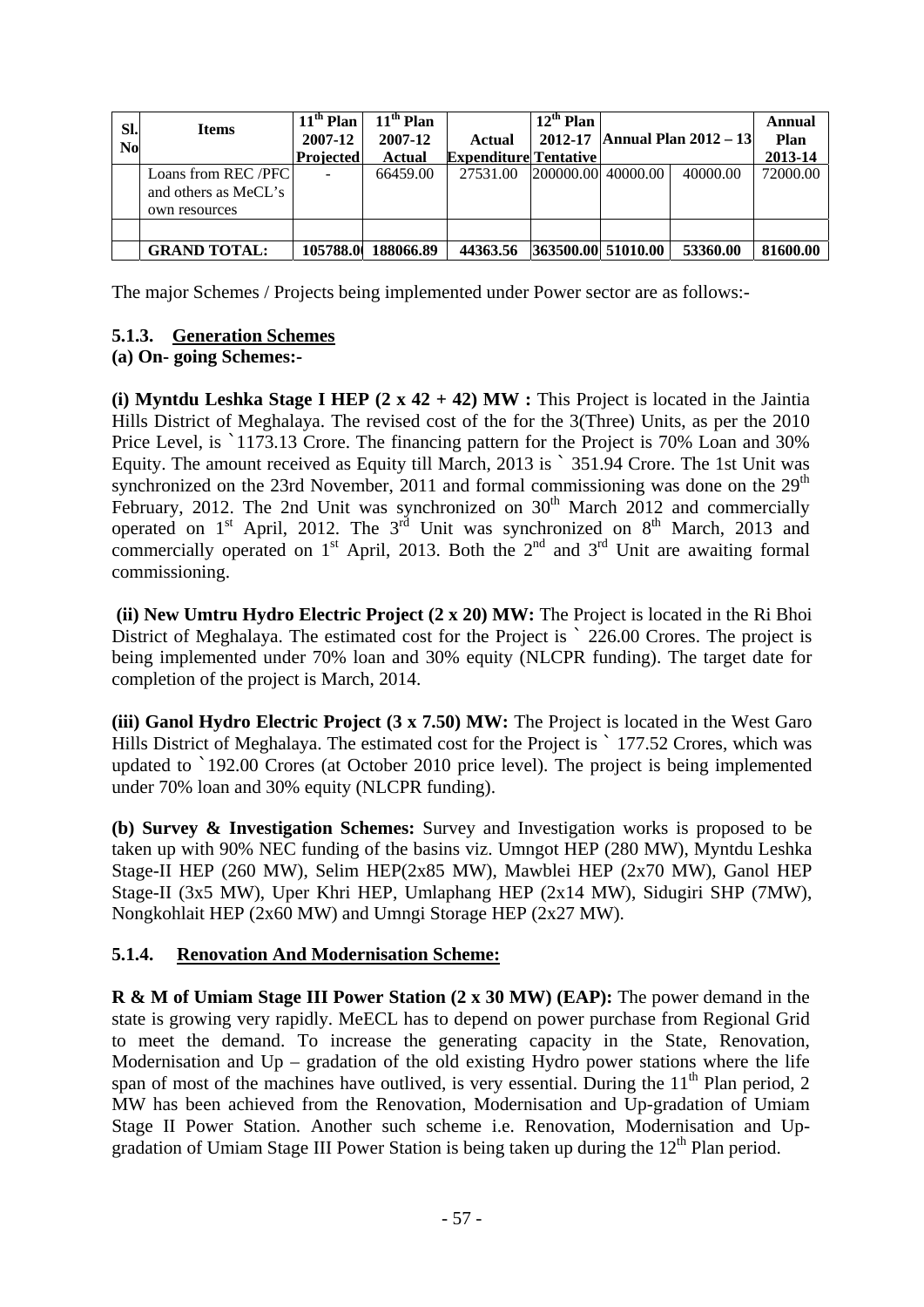| Sl. No | Items | 11th Plan 2007-12 Projected | 11th Plan 2007-12 Actual | Actual Expenditure | 12th Plan 2012-17 Tentative | Annual Plan 2012 – 13 | | Annual Plan 2013-14 |
|---|---|---|---|---|---|---|---|---|
| | Loans from REC /PFC and others as MeCL's own resources | - | 66459.00 | 27531.00 | 200000.00 | 40000.00 | 40000.00 | 72000.00 |
| | | | | | | | | |
| | **GRAND TOTAL:** | **105788.00** | **188066.89** | **44363.56** | **363500.00** | **51010.00** | **53360.00** | **81600.00** |

The major Schemes / Projects being implemented under Power sector are as follows:-

### 5.1.3. Generation Schemes

**(a) On- going Schemes:-**

**(i) Myntdu Leshka Stage I HEP (2 x 42 + 42) MW :** This Project is located in the Jaintia Hills District of Meghalaya. The revised cost of the for the 3(Three) Units, as per the 2010 Price Level, is `1173.13 Crore. The financing pattern for the Project is 70% Loan and 30% Equity. The amount received as Equity till March, 2013 is ` 351.94 Crore. The 1st Unit was synchronized on the 23rd November, 2011 and formal commissioning was done on the 29th February, 2012. The 2nd Unit was synchronized on 30th March 2012 and commercially operated on 1st April, 2012. The 3rd Unit was synchronized on 8th March, 2013 and commercially operated on 1st April, 2013. Both the 2nd and 3rd Unit are awaiting formal commissioning.

**(ii) New Umtru Hydro Electric Project (2 x 20) MW:** The Project is located in the Ri Bhoi District of Meghalaya. The estimated cost for the Project is ` 226.00 Crores. The project is being implemented under 70% loan and 30% equity (NLCPR funding). The target date for completion of the project is March, 2014.

**(iii) Ganol Hydro Electric Project (3 x 7.50) MW:** The Project is located in the West Garo Hills District of Meghalaya. The estimated cost for the Project is ` 177.52 Crores, which was updated to `192.00 Crores (at October 2010 price level). The project is being implemented under 70% loan and 30% equity (NLCPR funding).

**(b) Survey & Investigation Schemes:** Survey and Investigation works is proposed to be taken up with 90% NEC funding of the basins viz. Umngot HEP (280 MW), Myntdu Leshka Stage-II HEP (260 MW), Selim HEP(2x85 MW), Mawblei HEP (2x70 MW), Ganol HEP Stage-II (3x5 MW), Uper Khri HEP, Umlaphang HEP (2x14 MW), Sidugiri SHP (7MW), Nongkohlait HEP (2x60 MW) and Umngi Storage HEP (2x27 MW).

### 5.1.4. Renovation And Modernisation Scheme:

**R & M of Umiam Stage III Power Station (2 x 30 MW) (EAP):** The power demand in the state is growing very rapidly. MeECL has to depend on power purchase from Regional Grid to meet the demand. To increase the generating capacity in the State, Renovation, Modernisation and Up – gradation of the old existing Hydro power stations where the life span of most of the machines have outlived, is very essential. During the 11th Plan period, 2 MW has been achieved from the Renovation, Modernisation and Up-gradation of Umiam Stage II Power Station. Another such scheme i.e. Renovation, Modernisation and Up-gradation of Umiam Stage III Power Station is being taken up during the 12th Plan period.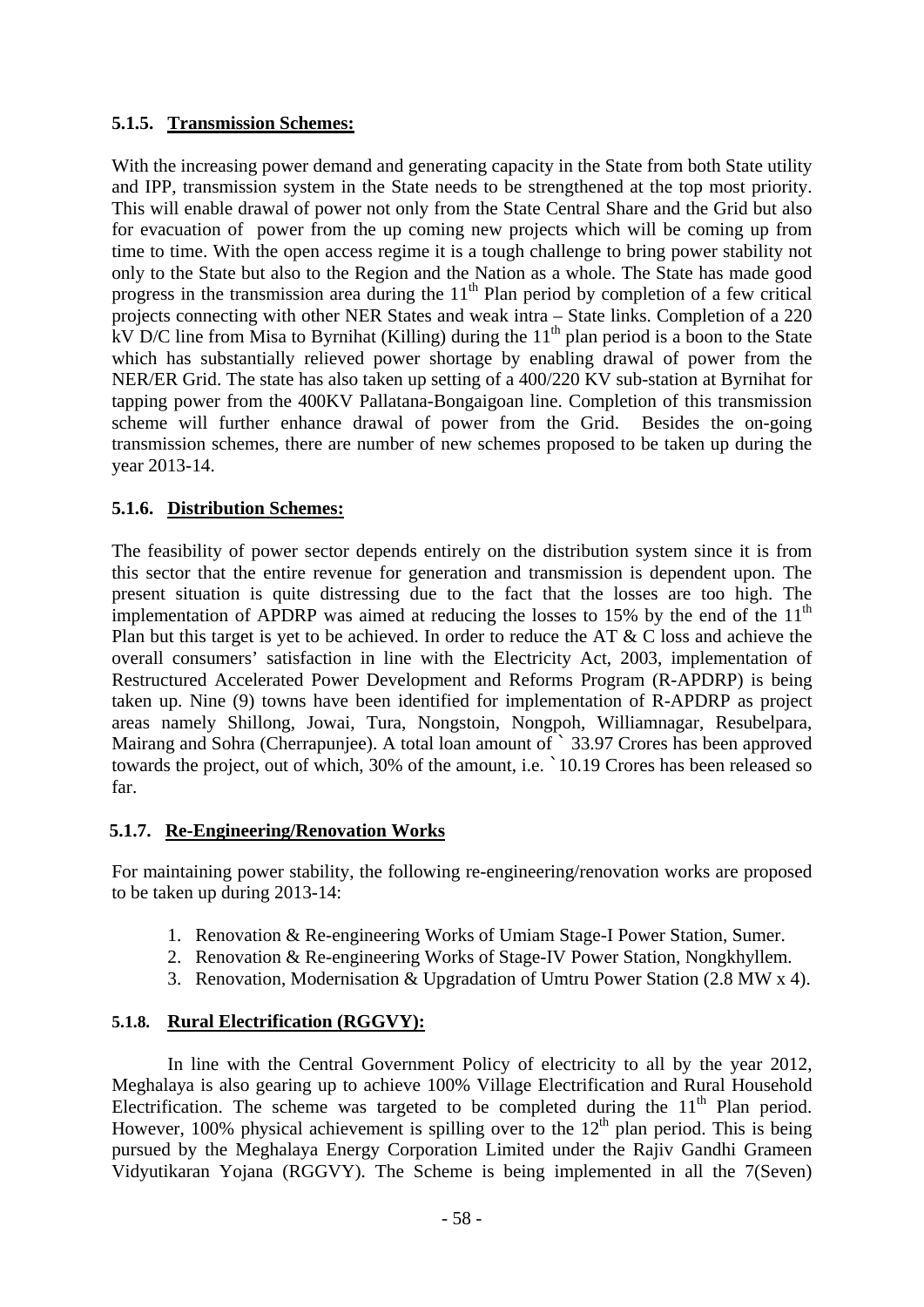### 5.1.5. Transmission Schemes:

With the increasing power demand and generating capacity in the State from both State utility and IPP, transmission system in the State needs to be strengthened at the top most priority. This will enable drawal of power not only from the State Central Share and the Grid but also for evacuation of power from the up coming new projects which will be coming up from time to time. With the open access regime it is a tough challenge to bring power stability not only to the State but also to the Region and the Nation as a whole. The State has made good progress in the transmission area during the 11th Plan period by completion of a few critical projects connecting with other NER States and weak intra – State links. Completion of a 220 kV D/C line from Misa to Byrnihat (Killing) during the 11th plan period is a boon to the State which has substantially relieved power shortage by enabling drawal of power from the NER/ER Grid. The state has also taken up setting of a 400/220 KV sub-station at Byrnihat for tapping power from the 400KV Pallatana-Bongaigoan line. Completion of this transmission scheme will further enhance drawal of power from the Grid. Besides the on-going transmission schemes, there are number of new schemes proposed to be taken up during the year 2013-14.

### 5.1.6. Distribution Schemes:

The feasibility of power sector depends entirely on the distribution system since it is from this sector that the entire revenue for generation and transmission is dependent upon. The present situation is quite distressing due to the fact that the losses are too high. The implementation of APDRP was aimed at reducing the losses to 15% by the end of the 11th Plan but this target is yet to be achieved. In order to reduce the AT & C loss and achieve the overall consumers' satisfaction in line with the Electricity Act, 2003, implementation of Restructured Accelerated Power Development and Reforms Program (R-APDRP) is being taken up. Nine (9) towns have been identified for implementation of R-APDRP as project areas namely Shillong, Jowai, Tura, Nongstoin, Nongpoh, Williamnagar, Resubelpara, Mairang and Sohra (Cherrapunjee). A total loan amount of ` 33.97 Crores has been approved towards the project, out of which, 30% of the amount, i.e. `10.19 Crores has been released so far.

### 5.1.7. Re-Engineering/Renovation Works

For maintaining power stability, the following re-engineering/renovation works are proposed to be taken up during 2013-14:

1. Renovation & Re-engineering Works of Umiam Stage-I Power Station, Sumer.
2. Renovation & Re-engineering Works of Stage-IV Power Station, Nongkhyllem.
3. Renovation, Modernisation & Upgradation of Umtru Power Station (2.8 MW x 4).

### 5.1.8. Rural Electrification (RGGVY):

In line with the Central Government Policy of electricity to all by the year 2012, Meghalaya is also gearing up to achieve 100% Village Electrification and Rural Household Electrification. The scheme was targeted to be completed during the 11th Plan period. However, 100% physical achievement is spilling over to the 12th plan period. This is being pursued by the Meghalaya Energy Corporation Limited under the Rajiv Gandhi Grameen Vidyutikaran Yojana (RGGVY). The Scheme is being implemented in all the 7(Seven)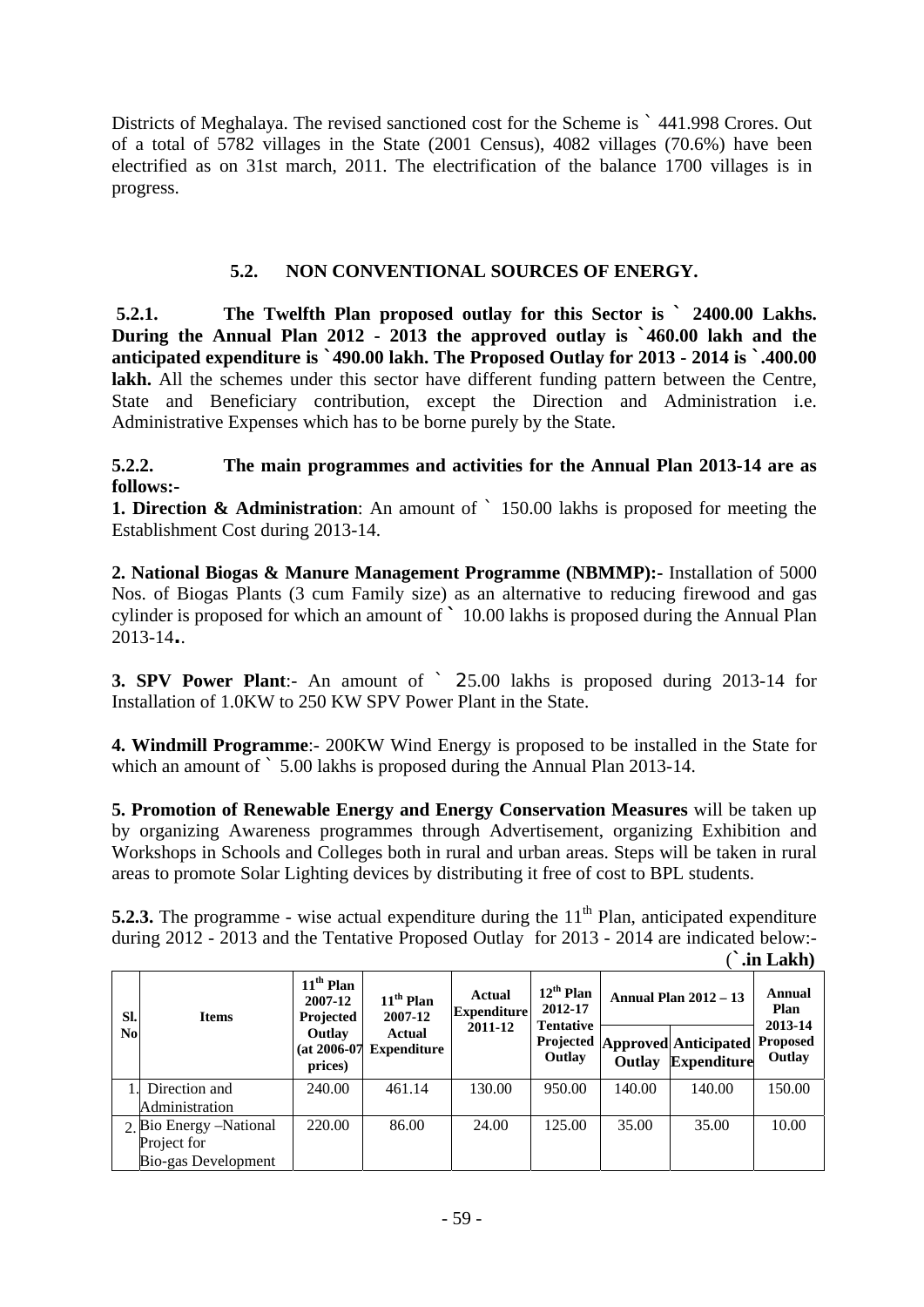Districts of Meghalaya. The revised sanctioned cost for the Scheme is ` 441.998 Crores. Out of a total of 5782 villages in the State (2001 Census), 4082 villages (70.6%) have been electrified as on 31st march, 2011. The electrification of the balance 1700 villages is in progress.

## 5.2. NON CONVENTIONAL SOURCES OF ENERGY.

**5.2.1. The Twelfth Plan proposed outlay for this Sector is ` 2400.00 Lakhs. During the Annual Plan 2012 - 2013 the approved outlay is `460.00 lakh and the anticipated expenditure is `490.00 lakh. The Proposed Outlay for 2013 - 2014 is `.400.00 lakh.** All the schemes under this sector have different funding pattern between the Centre, State and Beneficiary contribution, except the Direction and Administration i.e. Administrative Expenses which has to be borne purely by the State.

**5.2.2. The main programmes and activities for the Annual Plan 2013-14 are as follows:-**

**1. Direction & Administration**: An amount of ` 150.00 lakhs is proposed for meeting the Establishment Cost during 2013-14.

**2. National Biogas & Manure Management Programme (NBMMP):-** Installation of 5000 Nos. of Biogas Plants (3 cum Family size) as an alternative to reducing firewood and gas cylinder is proposed for which an amount of ` 10.00 lakhs is proposed during the Annual Plan 2013-14..

**3. SPV Power Plant**:- An amount of ` 25.00 lakhs is proposed during 2013-14 for Installation of 1.0KW to 250 KW SPV Power Plant in the State.

**4. Windmill Programme**:- 200KW Wind Energy is proposed to be installed in the State for which an amount of ` 5.00 lakhs is proposed during the Annual Plan 2013-14.

**5. Promotion of Renewable Energy and Energy Conservation Measures** will be taken up by organizing Awareness programmes through Advertisement, organizing Exhibition and Workshops in Schools and Colleges both in rural and urban areas. Steps will be taken in rural areas to promote Solar Lighting devices by distributing it free of cost to BPL students.

**5.2.3.** The programme - wise actual expenditure during the 11th Plan, anticipated expenditure during 2012 - 2013 and the Tentative Proposed Outlay for 2013 - 2014 are indicated below:-

(**`.in Lakh)**

| Sl. No | Items | 11th Plan 2007-12 Projected Outlay (at 2006-07 prices) | 11th Plan 2007-12 Actual Expenditure | Actual Expenditure 2011-12 | 12th Plan 2012-17 Tentative Projected Outlay | Annual Plan 2012 – 13 | | Annual Plan 2013-14 Proposed Outlay |
|---|---|---|---|---|---|---|---|---|
| | | | | | | Approved Outlay | Anticipated Expenditure | |
| 1. | Direction and Administration | 240.00 | 461.14 | 130.00 | 950.00 | 140.00 | 140.00 | 150.00 |
| 2. | Bio Energy –National Project for Bio-gas Development | 220.00 | 86.00 | 24.00 | 125.00 | 35.00 | 35.00 | 10.00 |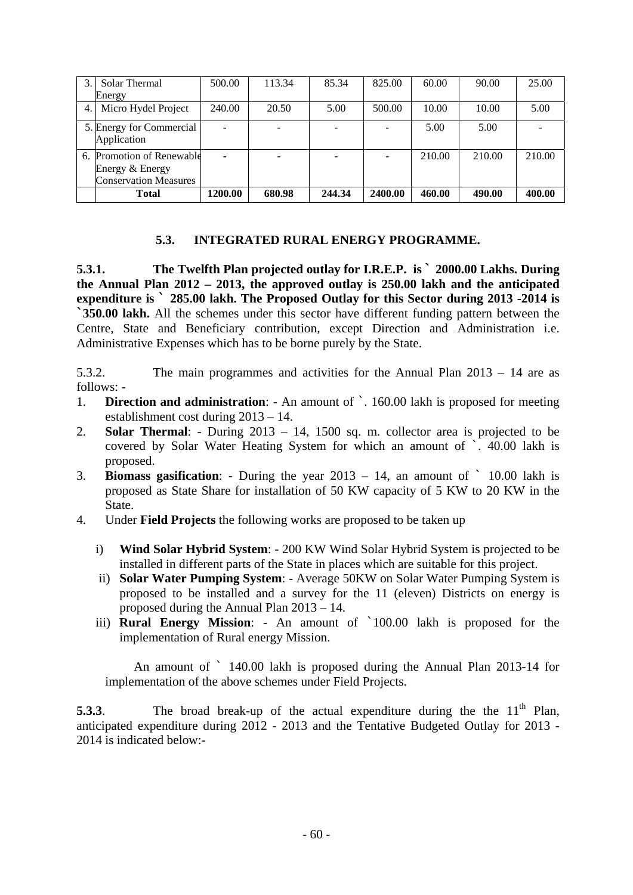| 3. | Solar Thermal Energy | 500.00 | 113.34 | 85.34 | 825.00 | 60.00 | 90.00 | 25.00 |
|---|---|---|---|---|---|---|---|---|
| 4. | Micro Hydel Project | 240.00 | 20.50 | 5.00 | 500.00 | 10.00 | 10.00 | 5.00 |
| 5. | Energy for Commercial Application | - | - | - | - | 5.00 | 5.00 | - |
| 6. | Promotion of Renewable Energy & Energy Conservation Measures | - | - | - | - | 210.00 | 210.00 | 210.00 |
| | **Total** | **1200.00** | **680.98** | **244.34** | **2400.00** | **460.00** | **490.00** | **400.00** |

## 5.3. INTEGRATED RURAL ENERGY PROGRAMME.

**5.3.1. The Twelfth Plan projected outlay for I.R.E.P. is ` 2000.00 Lakhs. During the Annual Plan 2012 – 2013, the approved outlay is 250.00 lakh and the anticipated expenditure is ` 285.00 lakh. The Proposed Outlay for this Sector during 2013 -2014 is `350.00 lakh.** All the schemes under this sector have different funding pattern between the Centre, State and Beneficiary contribution, except Direction and Administration i.e. Administrative Expenses which has to be borne purely by the State.

5.3.2. The main programmes and activities for the Annual Plan 2013 – 14 are as follows: -

1. **Direction and administration**: - An amount of `. 160.00 lakh is proposed for meeting establishment cost during 2013 – 14.
2. **Solar Thermal**: - During 2013 – 14, 1500 sq. m. collector area is projected to be covered by Solar Water Heating System for which an amount of `. 40.00 lakh is proposed.
3. **Biomass gasification**: - During the year 2013 – 14, an amount of ` 10.00 lakh is proposed as State Share for installation of 50 KW capacity of 5 KW to 20 KW in the State.
4. Under **Field Projects** the following works are proposed to be taken up

   i) **Wind Solar Hybrid System**: - 200 KW Wind Solar Hybrid System is projected to be installed in different parts of the State in places which are suitable for this project.
   
   ii) **Solar Water Pumping System**: - Average 50KW on Solar Water Pumping System is proposed to be installed and a survey for the 11 (eleven) Districts on energy is proposed during the Annual Plan 2013 – 14.
   
   iii) **Rural Energy Mission**: - An amount of `100.00 lakh is proposed for the implementation of Rural energy Mission.

   An amount of ` 140.00 lakh is proposed during the Annual Plan 2013-14 for implementation of the above schemes under Field Projects.

**5.3.3**. The broad break-up of the actual expenditure during the the 11th Plan, anticipated expenditure during 2012 - 2013 and the Tentative Budgeted Outlay for 2013 - 2014 is indicated below:-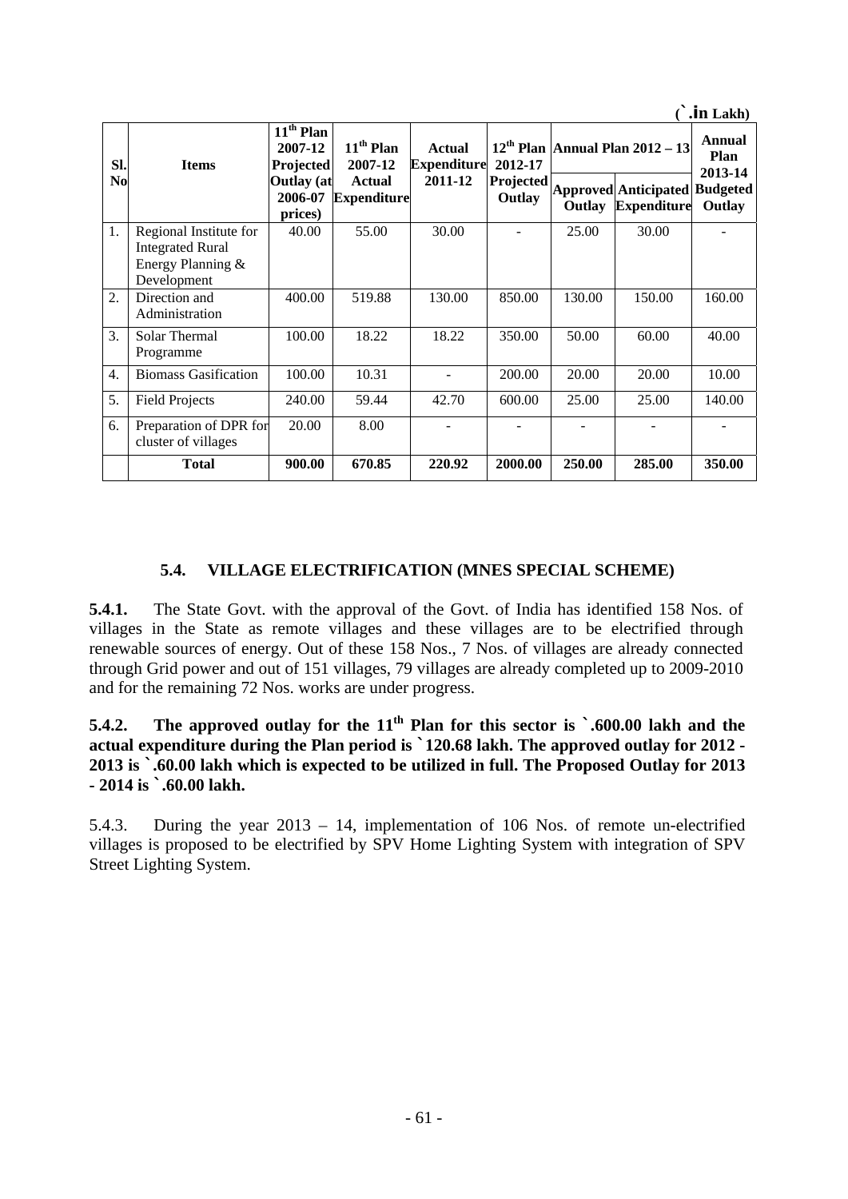(`.in Lakh)

| Sl. No | Items | 11th Plan 2007-12 Projected Outlay (at 2006-07 prices) | 11th Plan 2007-12 Actual Expenditure | Actual Expenditure 2011-12 | 12th Plan 2012-17 Projected Outlay | Annual Plan 2012 – 13 | | Annual Plan 2013-14 |
|---|---|---|---|---|---|---|---|---|
| | | | | | | Approved Outlay | Anticipated Expenditure | Budgeted Outlay |
| 1. | Regional Institute for Integrated Rural Energy Planning & Development | 40.00 | 55.00 | 30.00 | - | 25.00 | 30.00 | - |
| 2. | Direction and Administration | 400.00 | 519.88 | 130.00 | 850.00 | 130.00 | 150.00 | 160.00 |
| 3. | Solar Thermal Programme | 100.00 | 18.22 | 18.22 | 350.00 | 50.00 | 60.00 | 40.00 |
| 4. | Biomass Gasification | 100.00 | 10.31 | - | 200.00 | 20.00 | 20.00 | 10.00 |
| 5. | Field Projects | 240.00 | 59.44 | 42.70 | 600.00 | 25.00 | 25.00 | 140.00 |
| 6. | Preparation of DPR for cluster of villages | 20.00 | 8.00 | - | - | - | - | - |
| | **Total** | **900.00** | **670.85** | **220.92** | **2000.00** | **250.00** | **285.00** | **350.00** |

### 5.4. VILLAGE ELECTRIFICATION (MNES SPECIAL SCHEME)

**5.4.1.** The State Govt. with the approval of the Govt. of India has identified 158 Nos. of villages in the State as remote villages and these villages are to be electrified through renewable sources of energy. Out of these 158 Nos., 7 Nos. of villages are already connected through Grid power and out of 151 villages, 79 villages are already completed up to 2009-2010 and for the remaining 72 Nos. works are under progress.

**5.4.2. The approved outlay for the 11th Plan for this sector is `.600.00 lakh and the actual expenditure during the Plan period is `120.68 lakh. The approved outlay for 2012 - 2013 is `.60.00 lakh which is expected to be utilized in full. The Proposed Outlay for 2013 - 2014 is `.60.00 lakh.**

5.4.3. During the year 2013 – 14, implementation of 106 Nos. of remote un-electrified villages is proposed to be electrified by SPV Home Lighting System with integration of SPV Street Lighting System.